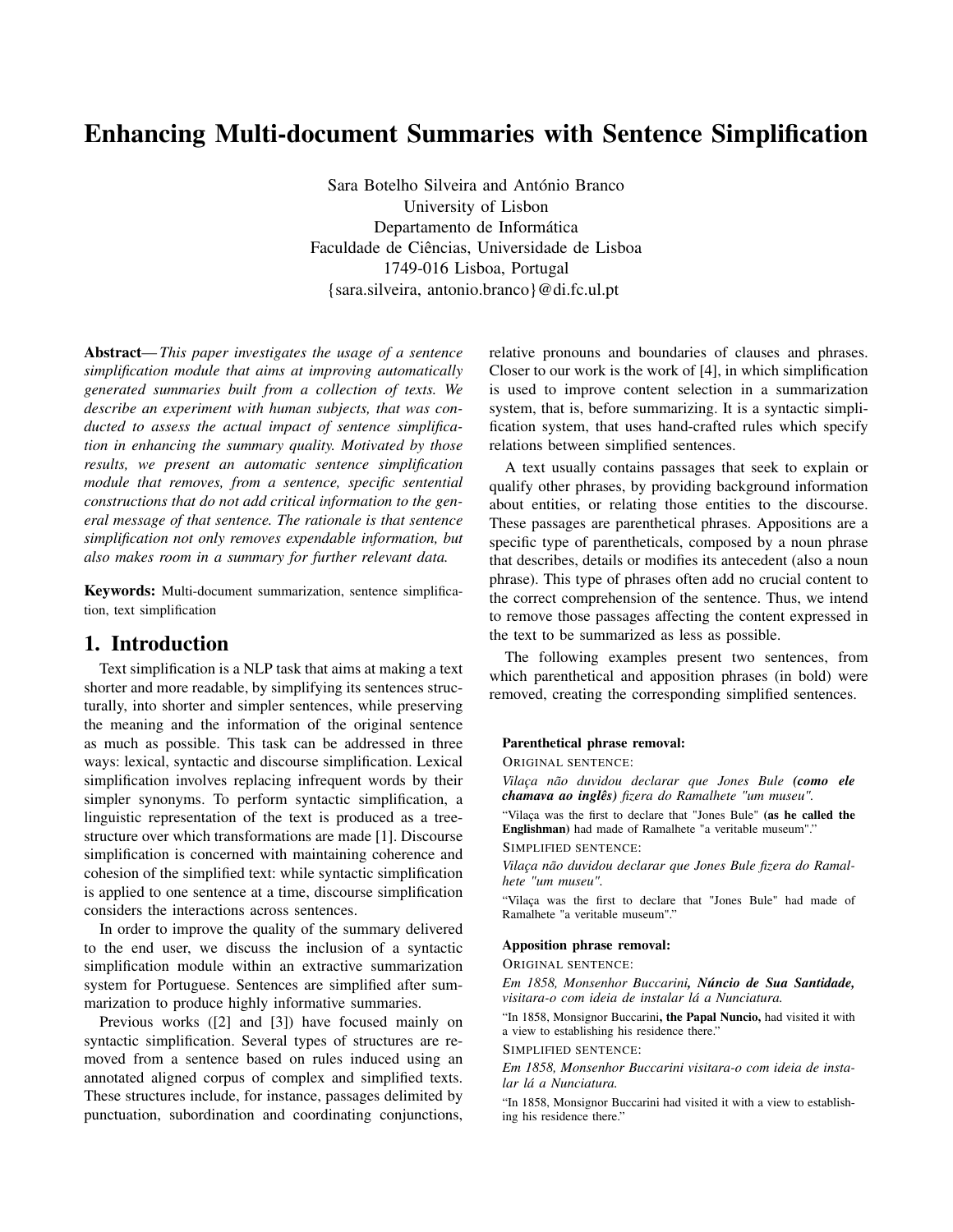# Enhancing Multi-document Summaries with Sentence Simplification

Sara Botelho Silveira and António Branco
University of Lisbon
Departamento de Informática
Faculdade de Ciências, Universidade de Lisboa
1749-016 Lisboa, Portugal
{sara.silveira, antonio.branco}@di.fc.ul.pt

**Abstract**— *This paper investigates the usage of a sentence simplification module that aims at improving automatically generated summaries built from a collection of texts. We describe an experiment with human subjects, that was conducted to assess the actual impact of sentence simplification in enhancing the summary quality. Motivated by those results, we present an automatic sentence simplification module that removes, from a sentence, specific sentential constructions that do not add critical information to the general message of that sentence. The rationale is that sentence simplification not only removes expendable information, but also makes room in a summary for further relevant data.*

**Keywords:** Multi-document summarization, sentence simplification, text simplification

## 1. Introduction

Text simplification is a NLP task that aims at making a text shorter and more readable, by simplifying its sentences structurally, into shorter and simpler sentences, while preserving the meaning and the information of the original sentence as much as possible. This task can be addressed in three ways: lexical, syntactic and discourse simplification. Lexical simplification involves replacing infrequent words by their simpler synonyms. To perform syntactic simplification, a linguistic representation of the text is produced as a tree-structure over which transformations are made [1]. Discourse simplification is concerned with maintaining coherence and cohesion of the simplified text: while syntactic simplification is applied to one sentence at a time, discourse simplification considers the interactions across sentences.

In order to improve the quality of the summary delivered to the end user, we discuss the inclusion of a syntactic simplification module within an extractive summarization system for Portuguese. Sentences are simplified after summarization to produce highly informative summaries.

Previous works ([2] and [3]) have focused mainly on syntactic simplification. Several types of structures are removed from a sentence based on rules induced using an annotated aligned corpus of complex and simplified texts. These structures include, for instance, passages delimited by punctuation, subordination and coordinating conjunctions, relative pronouns and boundaries of clauses and phrases. Closer to our work is the work of [4], in which simplification is used to improve content selection in a summarization system, that is, before summarizing. It is a syntactic simplification system, that uses hand-crafted rules which specify relations between simplified sentences.

A text usually contains passages that seek to explain or qualify other phrases, by providing background information about entities, or relating those entities to the discourse. These passages are parenthetical phrases. Appositions are a specific type of parentheticals, composed by a noun phrase that describes, details or modifies its antecedent (also a noun phrase). This type of phrases often add no crucial content to the correct comprehension of the sentence. Thus, we intend to remove those passages affecting the content expressed in the text to be summarized as less as possible.

The following examples present two sentences, from which parenthetical and apposition phrases (in bold) were removed, creating the corresponding simplified sentences.

**Parenthetical phrase removal:**

ORIGINAL SENTENCE:

*Vilaça não duvidou declarar que Jones Bule **(como ele chamava ao inglês)** fizera do Ramalhete "um museu".*

"Vilaça was the first to declare that "Jones Bule" **(as he called the Englishman)** had made of Ramalhete "a veritable museum"."

SIMPLIFIED SENTENCE:

*Vilaça não duvidou declarar que Jones Bule fizera do Ramalhete "um museu".*

"Vilaça was the first to declare that "Jones Bule" had made of Ramalhete "a veritable museum"."

**Apposition phrase removal:**

ORIGINAL SENTENCE:

*Em 1858, Monsenhor Buccarini**, Núncio de Sua Santidade,** visitara-o com ideia de instalar lá a Nunciatura.*

"In 1858, Monsignor Buccarini**, the Papal Nuncio,** had visited it with a view to establishing his residence there."

SIMPLIFIED SENTENCE:

*Em 1858, Monsenhor Buccarini visitara-o com ideia de instalar lá a Nunciatura.*

"In 1858, Monsignor Buccarini had visited it with a view to establishing his residence there."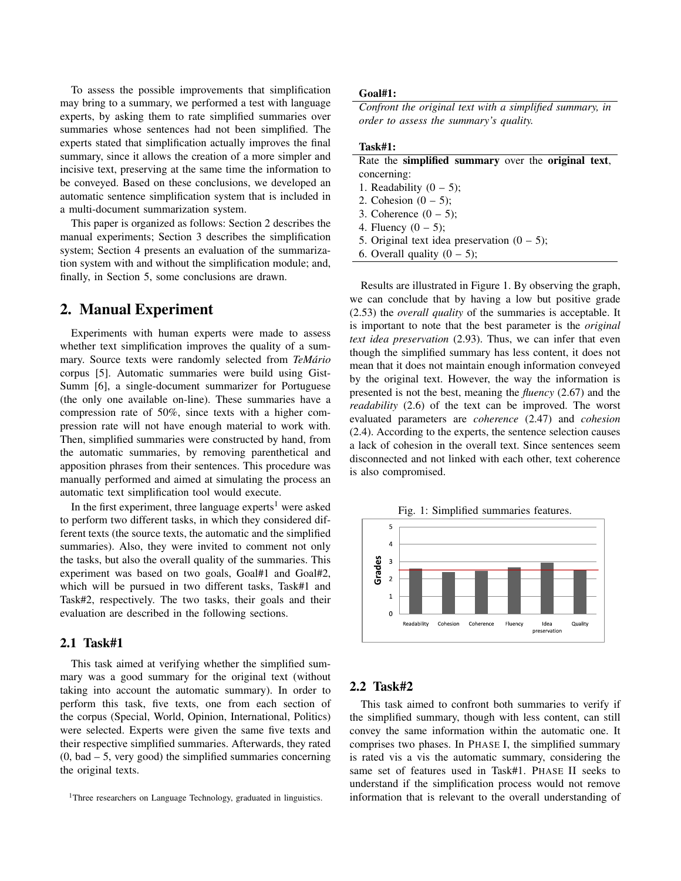To assess the possible improvements that simplification may bring to a summary, we performed a test with language experts, by asking them to rate simplified summaries over summaries whose sentences had not been simplified. The experts stated that simplification actually improves the final summary, since it allows the creation of a more simpler and incisive text, preserving at the same time the information to be conveyed. Based on these conclusions, we developed an automatic sentence simplification system that is included in a multi-document summarization system.

This paper is organized as follows: Section 2 describes the manual experiments; Section 3 describes the simplification system; Section 4 presents an evaluation of the summarization system with and without the simplification module; and, finally, in Section 5, some conclusions are drawn.

## 2. Manual Experiment

Experiments with human experts were made to assess whether text simplification improves the quality of a summary. Source texts were randomly selected from *TeMário* corpus [5]. Automatic summaries were build using GistSumm [6], a single-document summarizer for Portuguese (the only one available on-line). These summaries have a compression rate of 50%, since texts with a higher compression rate will not have enough material to work with. Then, simplified summaries were constructed by hand, from the automatic summaries, by removing parenthetical and apposition phrases from their sentences. This procedure was manually performed and aimed at simulating the process an automatic text simplification tool would execute.

In the first experiment, three language experts[1] were asked to perform two different tasks, in which they considered different texts (the source texts, the automatic and the simplified summaries). Also, they were invited to comment not only the tasks, but also the overall quality of the summaries. This experiment was based on two goals, Goal#1 and Goal#2, which will be pursued in two different tasks, Task#1 and Task#2, respectively. The two tasks, their goals and their evaluation are described in the following sections.

### 2.1 Task#1

This task aimed at verifying whether the simplified summary was a good summary for the original text (without taking into account the automatic summary). In order to perform this task, five texts, one from each section of the corpus (Special, World, Opinion, International, Politics) were selected. Experts were given the same five texts and their respective simplified summaries. Afterwards, they rated (0, bad – 5, very good) the simplified summaries concerning the original texts.

[1]Three researchers on Language Technology, graduated in linguistics.

**Goal#1:**

*Confront the original text with a simplified summary, in order to assess the summary's quality.*

**Task#1:**

Rate the **simplified summary** over the **original text**, concerning:

1. Readability (0 – 5);
2. Cohesion (0 – 5);
3. Coherence (0 – 5);
4. Fluency (0 – 5);
5. Original text idea preservation (0 – 5);
6. Overall quality (0 – 5);

Results are illustrated in Figure 1. By observing the graph, we can conclude that by having a low but positive grade (2.53) the *overall quality* of the summaries is acceptable. It is important to note that the best parameter is the *original text idea preservation* (2.93). Thus, we can infer that even though the simplified summary has less content, it does not mean that it does not maintain enough information conveyed by the original text. However, the way the information is presented is not the best, meaning the *fluency* (2.67) and the *readability* (2.6) of the text can be improved. The worst evaluated parameters are *coherence* (2.47) and *cohesion* (2.4). According to the experts, the sentence selection causes a lack of cohesion in the overall text. Since sentences seem disconnected and not linked with each other, text coherence is also compromised.

Fig. 1: Simplified summaries features.

Grades
5
4
3
2
1
0
Readability
Cohesion
Coherence
Fluency
Idea preservation
Quality

### 2.2 Task#2

This task aimed to confront both summaries to verify if the simplified summary, though with less content, can still convey the same information within the automatic one. It comprises two phases. In PHASE I, the simplified summary is rated vis a vis the automatic summary, considering the same set of features used in Task#1. PHASE II seeks to understand if the simplification process would not remove information that is relevant to the overall understanding of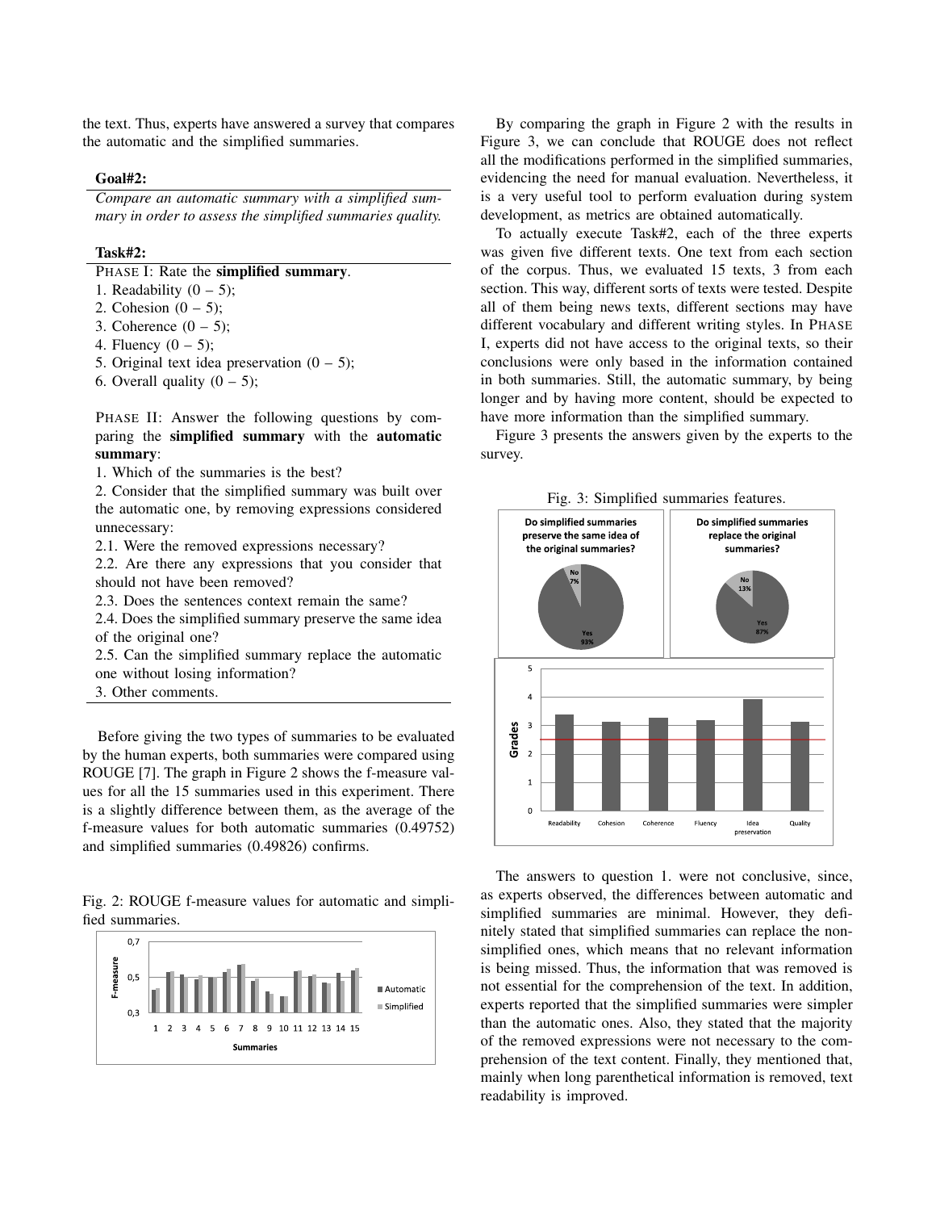the text. Thus, experts have answered a survey that compares the automatic and the simplified summaries.

**Goal#2:**

*Compare an automatic summary with a simplified summary in order to assess the simplified summaries quality.*

**Task#2:**

PHASE I: Rate the **simplified summary**.

1. Readability (0 – 5);
2. Cohesion (0 – 5);
3. Coherence (0 – 5);
4. Fluency (0 – 5);
5. Original text idea preservation (0 – 5);
6. Overall quality (0 – 5);

PHASE II: Answer the following questions by comparing the **simplified summary** with the **automatic summary**:

1. Which of the summaries is the best?
2. Consider that the simplified summary was built over the automatic one, by removing expressions considered unnecessary:
2.1. Were the removed expressions necessary?
2.2. Are there any expressions that you consider that should not have been removed?
2.3. Does the sentences context remain the same?
2.4. Does the simplified summary preserve the same idea of the original one?
2.5. Can the simplified summary replace the automatic one without losing information?
3. Other comments.

Before giving the two types of summaries to be evaluated by the human experts, both summaries were compared using ROUGE [7]. The graph in Figure 2 shows the f-measure values for all the 15 summaries used in this experiment. There is a slightly difference between them, as the average of the f-measure values for both automatic summaries (0.49752) and simplified summaries (0.49826) confirms.

Fig. 2: ROUGE f-measure values for automatic and simplified summaries.

0,7
0,5
0,3
F-measure
1 2 3 4 5 6 7 8 9 10 11 12 13 14 15
Summaries
Automatic
Simplified

By comparing the graph in Figure 2 with the results in Figure 3, we can conclude that ROUGE does not reflect all the modifications performed in the simplified summaries, evidencing the need for manual evaluation. Nevertheless, it is a very useful tool to perform evaluation during system development, as metrics are obtained automatically.

To actually execute Task#2, each of the three experts was given five different texts. One text from each section of the corpus. Thus, we evaluated 15 texts, 3 from each section. This way, different sorts of texts were tested. Despite all of them being news texts, different sections may have different vocabulary and different writing styles. In PHASE I, experts did not have access to the original texts, so their conclusions were only based in the information contained in both summaries. Still, the automatic summary, by being longer and by having more content, should be expected to have more information than the simplified summary.

Figure 3 presents the answers given by the experts to the survey.

Fig. 3: Simplified summaries features.

Do simplified summaries preserve the same idea of the original summaries?
No 7%
Yes 93%

Do simplified summaries replace the original summaries?
No 13%
Yes 87%

5
4
3
2
1
0
Grades
Readability
Cohesion
Coherence
Fluency
Idea preservation
Quality

The answers to question 1. were not conclusive, since, as experts observed, the differences between automatic and simplified summaries are minimal. However, they definitely stated that simplified summaries can replace the non-simplified ones, which means that no relevant information is being missed. Thus, the information that was removed is not essential for the comprehension of the text. In addition, experts reported that the simplified summaries were simpler than the automatic ones. Also, they stated that the majority of the removed expressions were not necessary to the comprehension of the text content. Finally, they mentioned that, mainly when long parenthetical information is removed, text readability is improved.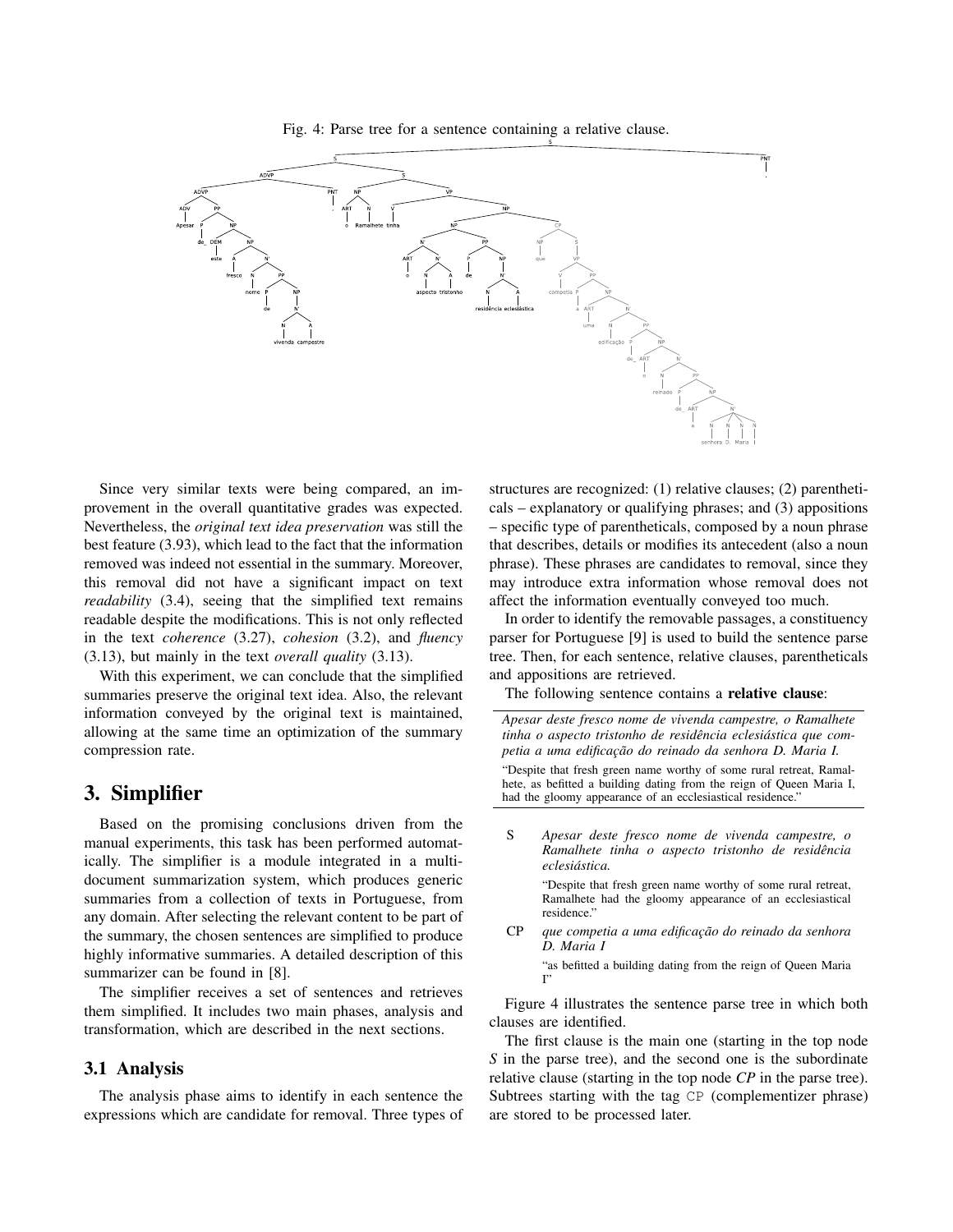Fig. 4: Parse tree for a sentence containing a relative clause.

Since very similar texts were being compared, an improvement in the overall quantitative grades was expected. Nevertheless, the *original text idea preservation* was still the best feature (3.93), which lead to the fact that the information removed was indeed not essential in the summary. Moreover, this removal did not have a significant impact on text *readability* (3.4), seeing that the simplified text remains readable despite the modifications. This is not only reflected in the text *coherence* (3.27), *cohesion* (3.2), and *fluency* (3.13), but mainly in the text *overall quality* (3.13).

With this experiment, we can conclude that the simplified summaries preserve the original text idea. Also, the relevant information conveyed by the original text is maintained, allowing at the same time an optimization of the summary compression rate.

## 3. Simplifier

Based on the promising conclusions driven from the manual experiments, this task has been performed automatically. The simplifier is a module integrated in a multi-document summarization system, which produces generic summaries from a collection of texts in Portuguese, from any domain. After selecting the relevant content to be part of the summary, the chosen sentences are simplified to produce highly informative summaries. A detailed description of this summarizer can be found in [8].

The simplifier receives a set of sentences and retrieves them simplified. It includes two main phases, analysis and transformation, which are described in the next sections.

### 3.1 Analysis

The analysis phase aims to identify in each sentence the expressions which are candidate for removal. Three types of structures are recognized: (1) relative clauses; (2) parentheticals – explanatory or qualifying phrases; and (3) appositions – specific type of parentheticals, composed by a noun phrase that describes, details or modifies its antecedent (also a noun phrase). These phrases are candidates to removal, since they may introduce extra information whose removal does not affect the information eventually conveyed too much.

In order to identify the removable passages, a constituency parser for Portuguese [9] is used to build the sentence parse tree. Then, for each sentence, relative clauses, parentheticals and appositions are retrieved.

The following sentence contains a **relative clause**:

*Apesar deste fresco nome de vivenda campestre, o Ramalhete tinha o aspecto tristonho de residência eclesiástica que competia a uma edificação do reinado da senhora D. Maria I.*

"Despite that fresh green name worthy of some rural retreat, Ramalhete, as befitted a building dating from the reign of Queen Maria I, had the gloomy appearance of an ecclesiastical residence."

S *Apesar deste fresco nome de vivenda campestre, o Ramalhete tinha o aspecto tristonho de residência eclesiástica.*

"Despite that fresh green name worthy of some rural retreat, Ramalhete had the gloomy appearance of an ecclesiastical residence."

CP *que competia a uma edificação do reinado da senhora D. Maria I*

"as befitted a building dating from the reign of Queen Maria I"

Figure 4 illustrates the sentence parse tree in which both clauses are identified.

The first clause is the main one (starting in the top node *S* in the parse tree), and the second one is the subordinate relative clause (starting in the top node *CP* in the parse tree). Subtrees starting with the tag `CP` (complementizer phrase) are stored to be processed later.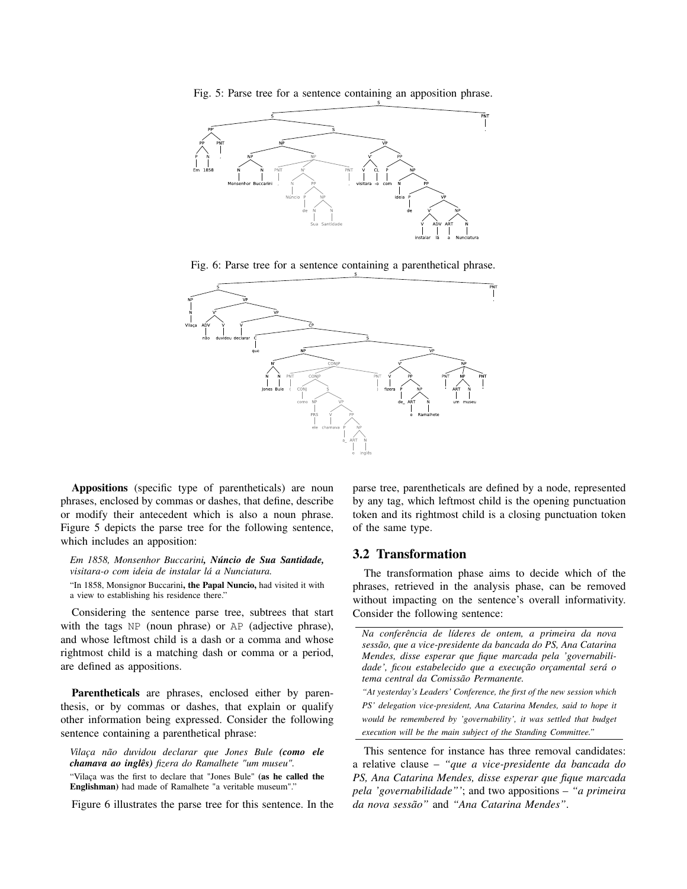Fig. 5: Parse tree for a sentence containing an apposition phrase.

Fig. 6: Parse tree for a sentence containing a parenthetical phrase.

**Appositions** (specific type of parentheticals) are noun phrases, enclosed by commas or dashes, that define, describe or modify their antecedent which is also a noun phrase. Figure 5 depicts the parse tree for the following sentence, which includes an apposition:

*Em 1858, Monsenhor Buccarini****, Núncio de Sua Santidade,*** *visitara-o com ideia de instalar lá a Nunciatura.*

"In 1858, Monsignor Buccarini**, the Papal Nuncio,** had visited it with a view to establishing his residence there."

Considering the sentence parse tree, subtrees that start with the tags `NP` (noun phrase) or `AP` (adjective phrase), and whose leftmost child is a dash or a comma and whose rightmost child is a matching dash or comma or a period, are defined as appositions.

**Parentheticals** are phrases, enclosed either by parenthesis, or by commas or dashes, that explain or qualify other information being expressed. Consider the following sentence containing a parenthetical phrase:

*Vilaça não duvidou declarar que Jones Bule* ***(como ele chamava ao inglês)*** *fizera do Ramalhete "um museu".*

"Vilaça was the first to declare that "Jones Bule" **(as he called the Englishman)** had made of Ramalhete "a veritable museum"."

Figure 6 illustrates the parse tree for this sentence. In the parse tree, parentheticals are defined by a node, represented by any tag, which leftmost child is the opening punctuation token and its rightmost child is a closing punctuation token of the same type.

## 3.2 Transformation

The transformation phase aims to decide which of the phrases, retrieved in the analysis phase, can be removed without impacting on the sentence's overall informativity. Consider the following sentence:

*Na conferência de líderes de ontem, a primeira da nova sessão, que a vice-presidente da bancada do PS, Ana Catarina Mendes, disse esperar que fique marcada pela 'governabilidade', ficou estabelecido que a execução orçamental será o tema central da Comissão Permanente.*

*"At yesterday's Leaders' Conference, the first of the new session which PS' delegation vice-president, Ana Catarina Mendes, said to hope it would be remembered by 'governability', it was settled that budget execution will be the main subject of the Standing Committee."*

This sentence for instance has three removal candidates: a relative clause – *"que a vice-presidente da bancada do PS, Ana Catarina Mendes, disse esperar que fique marcada pela 'governabilidade"'*; and two appositions – *"a primeira da nova sessão"* and *"Ana Catarina Mendes"*.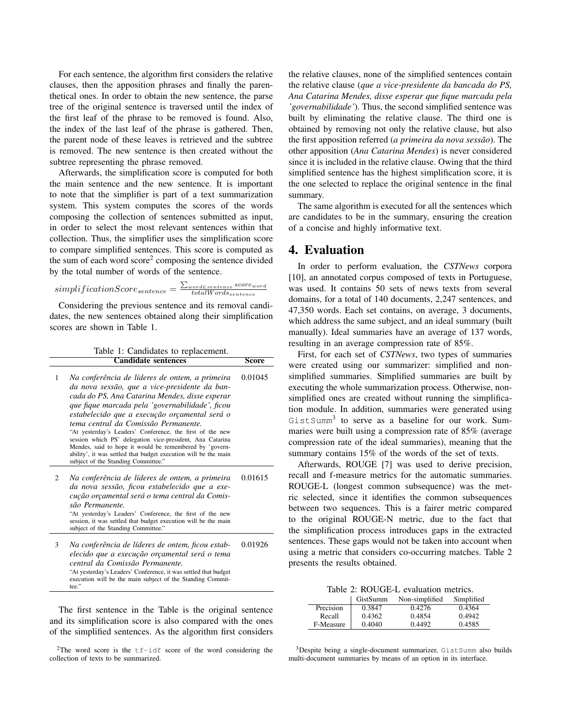For each sentence, the algorithm first considers the relative clauses, then the apposition phrases and finally the parenthetical ones. In order to obtain the new sentence, the parse tree of the original sentence is traversed until the index of the first leaf of the phrase to be removed is found. Also, the index of the last leaf of the phrase is gathered. Then, the parent node of these leaves is retrieved and the subtree is removed. The new sentence is then created without the subtree representing the phrase removed.

Afterwards, the simplification score is computed for both the main sentence and the new sentence. It is important to note that the simplifier is part of a text summarization system. This system computes the scores of the words composing the collection of sentences submitted as input, in order to select the most relevant sentences within that collection. Thus, the simplifier uses the simplification score to compare simplified sentences. This score is computed as the sum of each word score[2] composing the sentence divided by the total number of words of the sentence.

$$simplificationScore_{sentence} = \frac{\sum_{word \in sentence} score_{word}}{totalWords_{sentence}}$$

Considering the previous sentence and its removal candidates, the new sentences obtained along their simplification scores are shown in Table 1.

Table 1: Candidates to replacement.

| | Candidate sentences | Score |
|---|---|---|
| 1 | *Na conferência de líderes de ontem, a primeira da nova sessão, que a vice-presidente da bancada do PS, Ana Catarina Mendes, disse esperar que fique marcada pela 'governabilidade', ficou estabelecido que a execução orçamental será o tema central da Comissão Permanente.* "At yesterday's Leaders' Conference, the first of the new session which PS' delegation vice-president, Ana Catarina Mendes, said to hope it would be remembered by 'governability', it was settled that budget execution will be the main subject of the Standing Committee." | 0.01045 |
| 2 | *Na conferência de líderes de ontem, a primeira da nova sessão, ficou estabelecido que a execução orçamental será o tema central da Comissão Permanente.* "At yesterday's Leaders' Conference, the first of the new session, it was settled that budget execution will be the main subject of the Standing Committee." | 0.01615 |
| 3 | *Na conferência de líderes de ontem, ficou estabelecido que a execução orçamental será o tema central da Comissão Permanente.* "At yesterday's Leaders' Conference, it was settled that budget execution will be the main subject of the Standing Committee." | 0.01926 |

The first sentence in the Table is the original sentence and its simplification score is also compared with the ones of the simplified sentences. As the algorithm first considers the relative clauses, none of the simplified sentences contain the relative clause (*que a vice-presidente da bancada do PS, Ana Catarina Mendes, disse esperar que fique marcada pela 'governabilidade'*). Thus, the second simplified sentence was built by eliminating the relative clause. The third one is obtained by removing not only the relative clause, but also the first apposition referred (*a primeira da nova sessão*). The other apposition (*Ana Catarina Mendes*) is never considered since it is included in the relative clause. Owing that the third simplified sentence has the highest simplification score, it is the one selected to replace the original sentence in the final summary.

The same algorithm is executed for all the sentences which are candidates to be in the summary, ensuring the creation of a concise and highly informative text.

# 4. Evaluation

In order to perform evaluation, the *CSTNews* corpora [10], an annotated corpus composed of texts in Portuguese, was used. It contains 50 sets of news texts from several domains, for a total of 140 documents, 2,247 sentences, and 47,350 words. Each set contains, on average, 3 documents, which address the same subject, and an ideal summary (built manually). Ideal summaries have an average of 137 words, resulting in an average compression rate of 85%.

First, for each set of *CSTNews*, two types of summaries were created using our summarizer: simplified and non-simplified summaries. Simplified summaries are built by executing the whole summarization process. Otherwise, non-simplified ones are created without running the simplification module. In addition, summaries were generated using `GistSumm`[3] to serve as a baseline for our work. Summaries were built using a compression rate of 85% (average compression rate of the ideal summaries), meaning that the summary contains 15% of the words of the set of texts.

Afterwards, ROUGE [7] was used to derive precision, recall and f-measure metrics for the automatic summaries. ROUGE-L (longest common subsequence) was the metric selected, since it identifies the common subsequences between two sequences. This is a fairer metric compared to the original ROUGE-N metric, due to the fact that the simplification process introduces gaps in the extracted sentences. These gaps would not be taken into account when using a metric that considers co-occurring matches. Table 2 presents the results obtained.

Table 2: ROUGE-L evaluation metrics.

| | GistSumm | Non-simplified | Simplified |
|---|---|---|---|
| Precision | 0.3847 | 0.4276 | 0.4364 |
| Recall | 0.4362 | 0.4854 | 0.4942 |
| F-Measure | 0.4040 | 0.4492 | 0.4585 |

[2]The word score is the `tf-idf` score of the word considering the collection of texts to be summarized.

[3]Despite being a single-document summarizer, `GistSumm` also builds multi-document summaries by means of an option in its interface.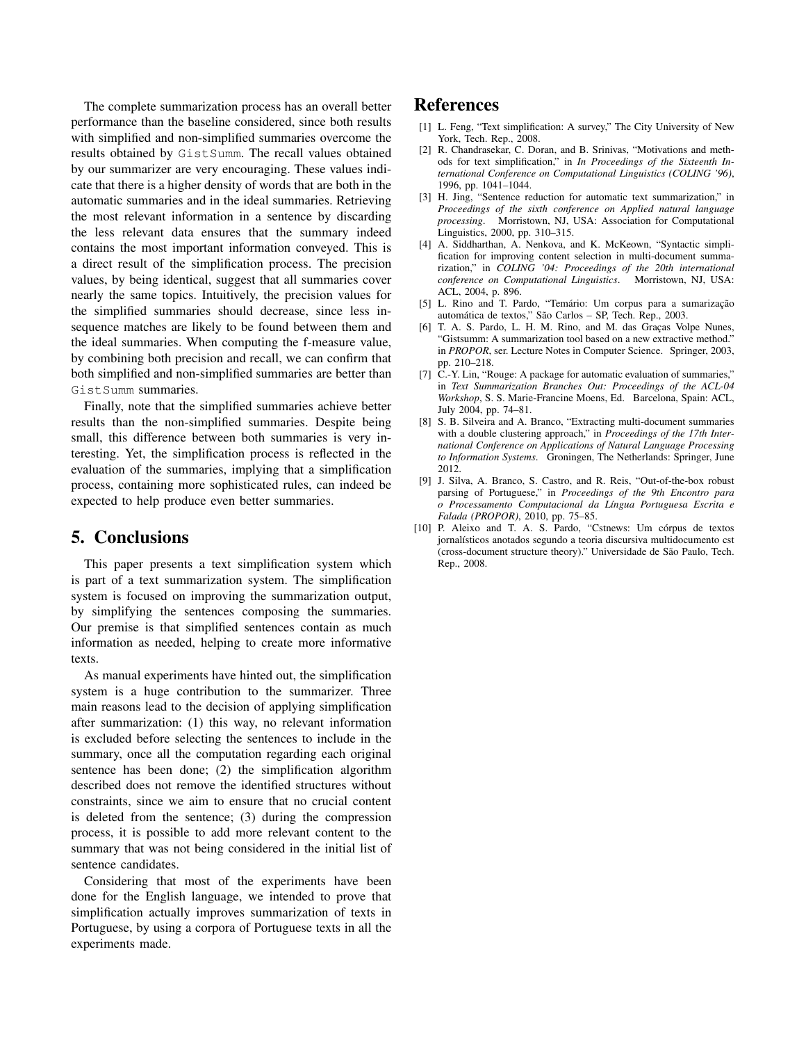The complete summarization process has an overall better performance than the baseline considered, since both results with simplified and non-simplified summaries overcome the results obtained by `GistSumm`. The recall values obtained by our summarizer are very encouraging. These values indicate that there is a higher density of words that are both in the automatic summaries and in the ideal summaries. Retrieving the most relevant information in a sentence by discarding the less relevant data ensures that the summary indeed contains the most important information conveyed. This is a direct result of the simplification process. The precision values, by being identical, suggest that all summaries cover nearly the same topics. Intuitively, the precision values for the simplified summaries should decrease, since less in-sequence matches are likely to be found between them and the ideal summaries. When computing the f-measure value, by combining both precision and recall, we can confirm that both simplified and non-simplified summaries are better than `GistSumm` summaries.

Finally, note that the simplified summaries achieve better results than the non-simplified summaries. Despite being small, this difference between both summaries is very interesting. Yet, the simplification process is reflected in the evaluation of the summaries, implying that a simplification process, containing more sophisticated rules, can indeed be expected to help produce even better summaries.

## 5. Conclusions

This paper presents a text simplification system which is part of a text summarization system. The simplification system is focused on improving the summarization output, by simplifying the sentences composing the summaries. Our premise is that simplified sentences contain as much information as needed, helping to create more informative texts.

As manual experiments have hinted out, the simplification system is a huge contribution to the summarizer. Three main reasons lead to the decision of applying simplification after summarization: (1) this way, no relevant information is excluded before selecting the sentences to include in the summary, once all the computation regarding each original sentence has been done; (2) the simplification algorithm described does not remove the identified structures without constraints, since we aim to ensure that no crucial content is deleted from the sentence; (3) during the compression process, it is possible to add more relevant content to the summary that was not being considered in the initial list of sentence candidates.

Considering that most of the experiments have been done for the English language, we intended to prove that simplification actually improves summarization of texts in Portuguese, by using a corpora of Portuguese texts in all the experiments made.

## References

[1] L. Feng, "Text simplification: A survey," The City University of New York, Tech. Rep., 2008.

[2] R. Chandrasekar, C. Doran, and B. Srinivas, "Motivations and methods for text simplification," in *In Proceedings of the Sixteenth International Conference on Computational Linguistics (COLING '96)*, 1996, pp. 1041–1044.

[3] H. Jing, "Sentence reduction for automatic text summarization," in *Proceedings of the sixth conference on Applied natural language processing*. Morristown, NJ, USA: Association for Computational Linguistics, 2000, pp. 310–315.

[4] A. Siddharthan, A. Nenkova, and K. McKeown, "Syntactic simplification for improving content selection in multi-document summarization," in *COLING '04: Proceedings of the 20th international conference on Computational Linguistics*. Morristown, NJ, USA: ACL, 2004, p. 896.

[5] L. Rino and T. Pardo, "Temário: Um corpus para a sumarização automática de textos," São Carlos – SP, Tech. Rep., 2003.

[6] T. A. S. Pardo, L. H. M. Rino, and M. das Graças Volpe Nunes, "Gistsumm: A summarization tool based on a new extractive method." in *PROPOR*, ser. Lecture Notes in Computer Science. Springer, 2003, pp. 210–218.

[7] C.-Y. Lin, "Rouge: A package for automatic evaluation of summaries," in *Text Summarization Branches Out: Proceedings of the ACL-04 Workshop*, S. S. Marie-Francine Moens, Ed. Barcelona, Spain: ACL, July 2004, pp. 74–81.

[8] S. B. Silveira and A. Branco, "Extracting multi-document summaries with a double clustering approach," in *Proceedings of the 17th International Conference on Applications of Natural Language Processing to Information Systems*. Groningen, The Netherlands: Springer, June 2012.

[9] J. Silva, A. Branco, S. Castro, and R. Reis, "Out-of-the-box robust parsing of Portuguese," in *Proceedings of the 9th Encontro para o Processamento Computacional da Língua Portuguesa Escrita e Falada (PROPOR)*, 2010, pp. 75–85.

[10] P. Aleixo and T. A. S. Pardo, "Cstnews: Um córpus de textos jornalísticos anotados segundo a teoria discursiva multidocumento cst (cross-document structure theory)." Universidade de São Paulo, Tech. Rep., 2008.